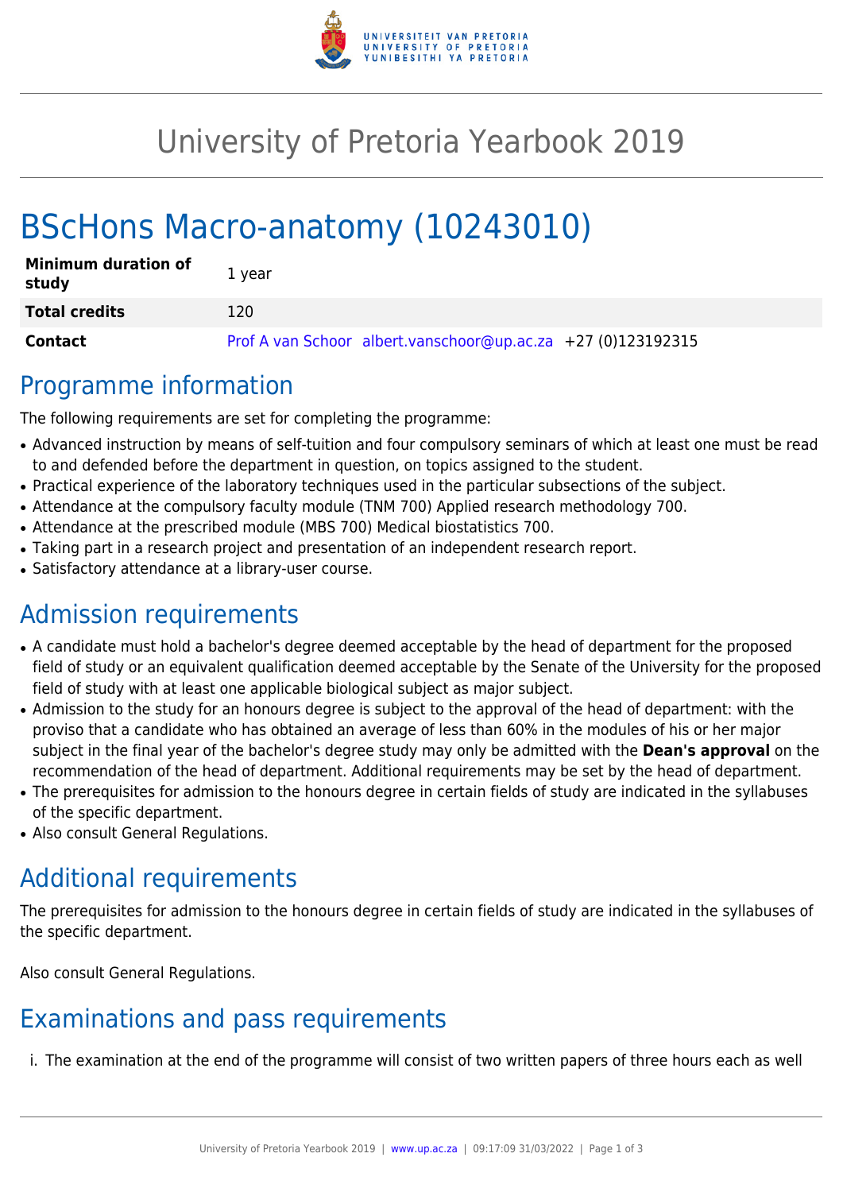# University of Pretoria Yearbook 2019

## BScHons Macro-anatomy (10243010)

| Minimum duration of study | 1 year |
|---|---|
| **Total credits** | 120 |
| **Contact** | Prof A van Schoor albert.vanschoor@up.ac.za +27 (0)123192315 |

## Programme information

The following requirements are set for completing the programme:

- Advanced instruction by means of self-tuition and four compulsory seminars of which at least one must be read to and defended before the department in question, on topics assigned to the student.
- Practical experience of the laboratory techniques used in the particular subsections of the subject.
- Attendance at the compulsory faculty module (TNM 700) Applied research methodology 700.
- Attendance at the prescribed module (MBS 700) Medical biostatistics 700.
- Taking part in a research project and presentation of an independent research report.
- Satisfactory attendance at a library-user course.

## Admission requirements

- A candidate must hold a bachelor's degree deemed acceptable by the head of department for the proposed field of study or an equivalent qualification deemed acceptable by the Senate of the University for the proposed field of study with at least one applicable biological subject as major subject.
- Admission to the study for an honours degree is subject to the approval of the head of department: with the proviso that a candidate who has obtained an average of less than 60% in the modules of his or her major subject in the final year of the bachelor's degree study may only be admitted with the **Dean's approval** on the recommendation of the head of department. Additional requirements may be set by the head of department.
- The prerequisites for admission to the honours degree in certain fields of study are indicated in the syllabuses of the specific department.
- Also consult General Regulations.

## Additional requirements

The prerequisites for admission to the honours degree in certain fields of study are indicated in the syllabuses of the specific department.

Also consult General Regulations.

## Examinations and pass requirements

i. The examination at the end of the programme will consist of two written papers of three hours each as well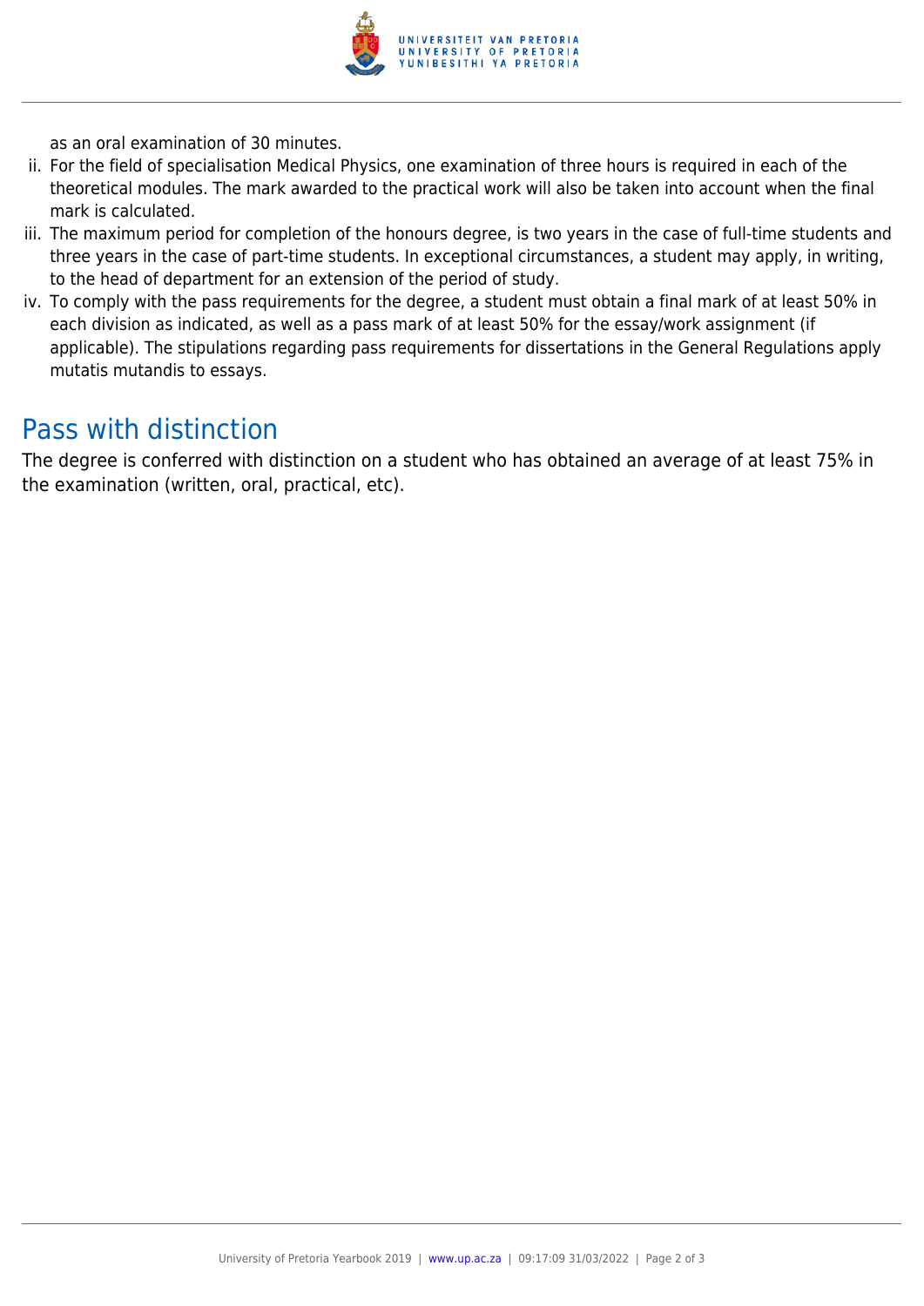as an oral examination of 30 minutes.

ii. For the field of specialisation Medical Physics, one examination of three hours is required in each of the theoretical modules. The mark awarded to the practical work will also be taken into account when the final mark is calculated.
iii. The maximum period for completion of the honours degree, is two years in the case of full-time students and three years in the case of part-time students. In exceptional circumstances, a student may apply, in writing, to the head of department for an extension of the period of study.
iv. To comply with the pass requirements for the degree, a student must obtain a final mark of at least 50% in each division as indicated, as well as a pass mark of at least 50% for the essay/work assignment (if applicable). The stipulations regarding pass requirements for dissertations in the General Regulations apply mutatis mutandis to essays.

## Pass with distinction

The degree is conferred with distinction on a student who has obtained an average of at least 75% in the examination (written, oral, practical, etc).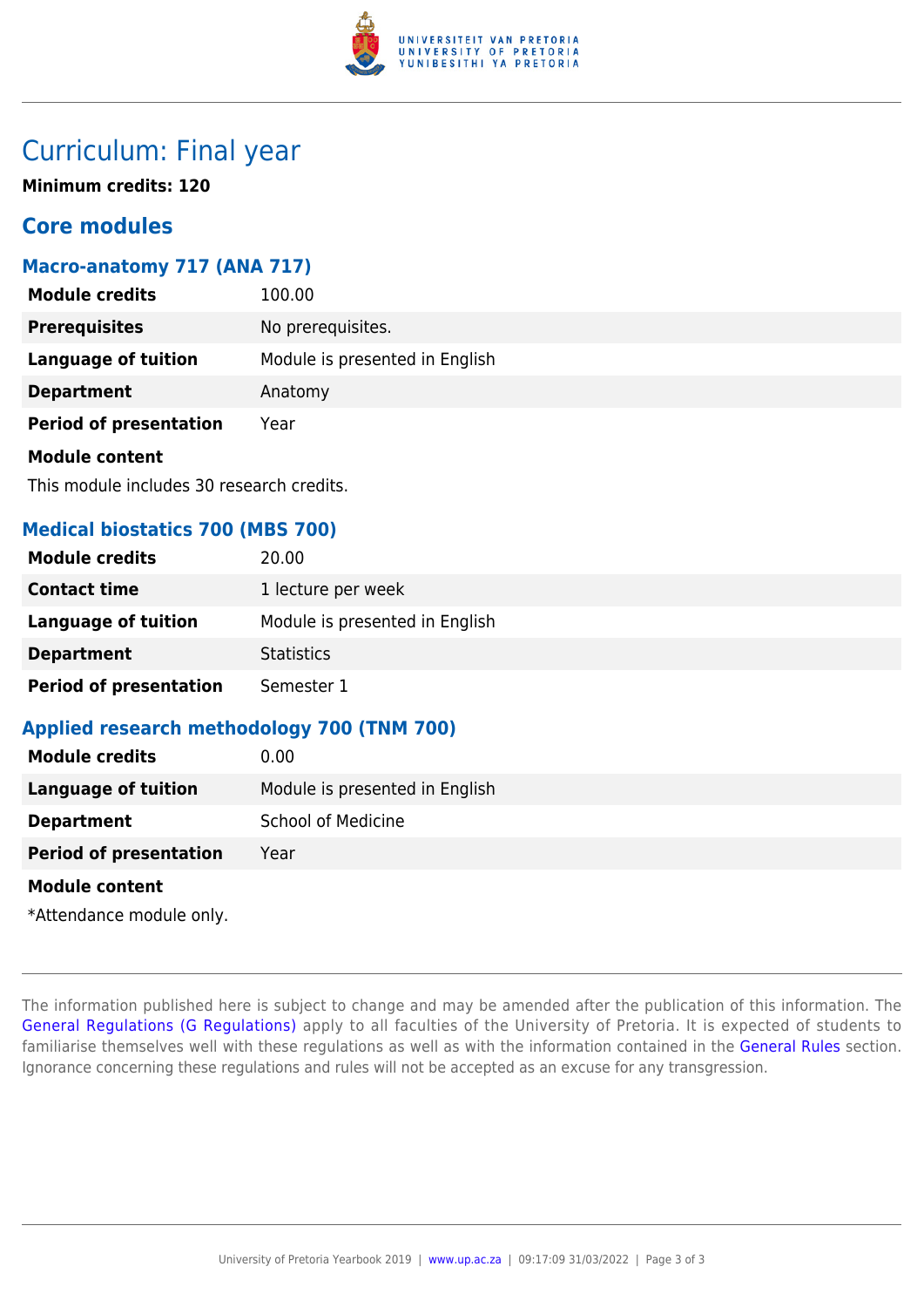# Curriculum: Final year

**Minimum credits: 120**

## Core modules

### Macro-anatomy 717 (ANA 717)

| | |
|---|---|
| **Module credits** | 100.00 |
| **Prerequisites** | No prerequisites. |
| **Language of tuition** | Module is presented in English |
| **Department** | Anatomy |
| **Period of presentation** | Year |

**Module content**

This module includes 30 research credits.

### Medical biostatics 700 (MBS 700)

| | |
|---|---|
| **Module credits** | 20.00 |
| **Contact time** | 1 lecture per week |
| **Language of tuition** | Module is presented in English |
| **Department** | Statistics |
| **Period of presentation** | Semester 1 |

### Applied research methodology 700 (TNM 700)

| | |
|---|---|
| **Module credits** | 0.00 |
| **Language of tuition** | Module is presented in English |
| **Department** | School of Medicine |
| **Period of presentation** | Year |

**Module content**

*Attendance module only.

The information published here is subject to change and may be amended after the publication of this information. The General Regulations (G Regulations) apply to all faculties of the University of Pretoria. It is expected of students to familiarise themselves well with these regulations as well as with the information contained in the General Rules section. Ignorance concerning these regulations and rules will not be accepted as an excuse for any transgression.